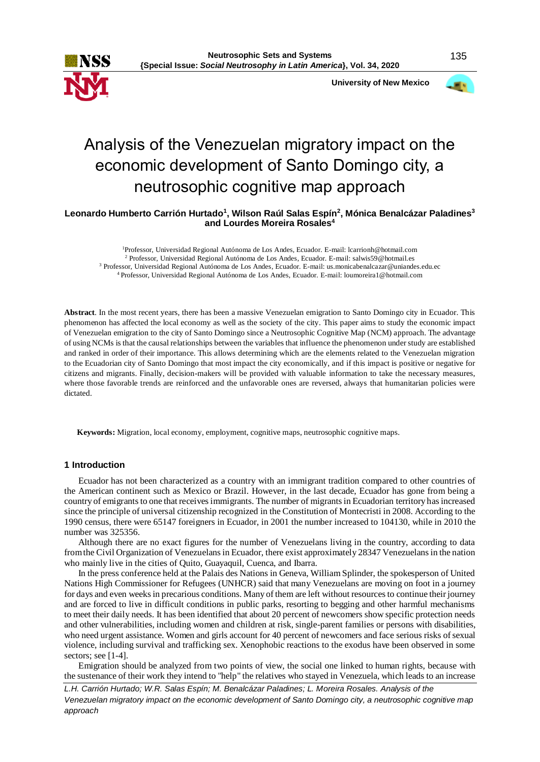# Analysis of the Venezuelan migratory impact on the economic development of Santo Domingo city, a neutrosophic cognitive map approach

**Leonardo Humberto Carrión Hurtado[1], Wilson Raúl Salas Espín[2], Mónica Benalcázar Paladines[3] and Lourdes Moreira Rosales[4]**

[1]Professor, Universidad Regional Autónoma de Los Andes, Ecuador. E-mail: lcarrionh@hotmail.com
[2] Professor, Universidad Regional Autónoma de Los Andes, Ecuador. E-mail: salwis59@hotmail.es
[3] Professor, Universidad Regional Autónoma de Los Andes, Ecuador. E-mail: us.monicabenalcazar@uniandes.edu.ec
[4] Professor, Universidad Regional Autónoma de Los Andes, Ecuador. E-mail: loumoreira1@hotmail.com

**Abstract**. In the most recent years, there has been a massive Venezuelan emigration to Santo Domingo city in Ecuador. This phenomenon has affected the local economy as well as the society of the city. This paper aims to study the economic impact of Venezuelan emigration to the city of Santo Domingo since a Neutrosophic Cognitive Map (NCM) approach. The advantage of using NCMs is that the causal relationships between the variables that influence the phenomenon under study are established and ranked in order of their importance. This allows determining which are the elements related to the Venezuelan migration to the Ecuadorian city of Santo Domingo that most impact the city economically, and if this impact is positive or negative for citizens and migrants. Finally, decision-makers will be provided with valuable information to take the necessary measures, where those favorable trends are reinforced and the unfavorable ones are reversed, always that humanitarian policies were dictated.

**Keywords:** Migration, local economy, employment, cognitive maps, neutrosophic cognitive maps.

## 1 Introduction

Ecuador has not been characterized as a country with an immigrant tradition compared to other countries of the American continent such as Mexico or Brazil. However, in the last decade, Ecuador has gone from being a country of emigrants to one that receives immigrants. The number of migrants in Ecuadorian territory has increased since the principle of universal citizenship recognized in the Constitution of Montecristi in 2008. According to the 1990 census, there were 65147 foreigners in Ecuador, in 2001 the number increased to 104130, while in 2010 the number was 325356.

Although there are no exact figures for the number of Venezuelans living in the country, according to data from the Civil Organization of Venezuelans in Ecuador, there exist approximately 28347 Venezuelans in the nation who mainly live in the cities of Quito, Guayaquil, Cuenca, and Ibarra.

In the press conference held at the Palais des Nations in Geneva, William Splinder, the spokesperson of United Nations High Commissioner for Refugees (UNHCR) said that many Venezuelans are moving on foot in a journey for days and even weeks in precarious conditions. Many of them are left without resources to continue their journey and are forced to live in difficult conditions in public parks, resorting to begging and other harmful mechanisms to meet their daily needs. It has been identified that about 20 percent of newcomers show specific protection needs and other vulnerabilities, including women and children at risk, single-parent families or persons with disabilities, who need urgent assistance. Women and girls account for 40 percent of newcomers and face serious risks of sexual violence, including survival and trafficking sex. Xenophobic reactions to the exodus have been observed in some sectors; see [1-4].

Emigration should be analyzed from two points of view, the social one linked to human rights, because with the sustenance of their work they intend to "help" the relatives who stayed in Venezuela, which leads to an increase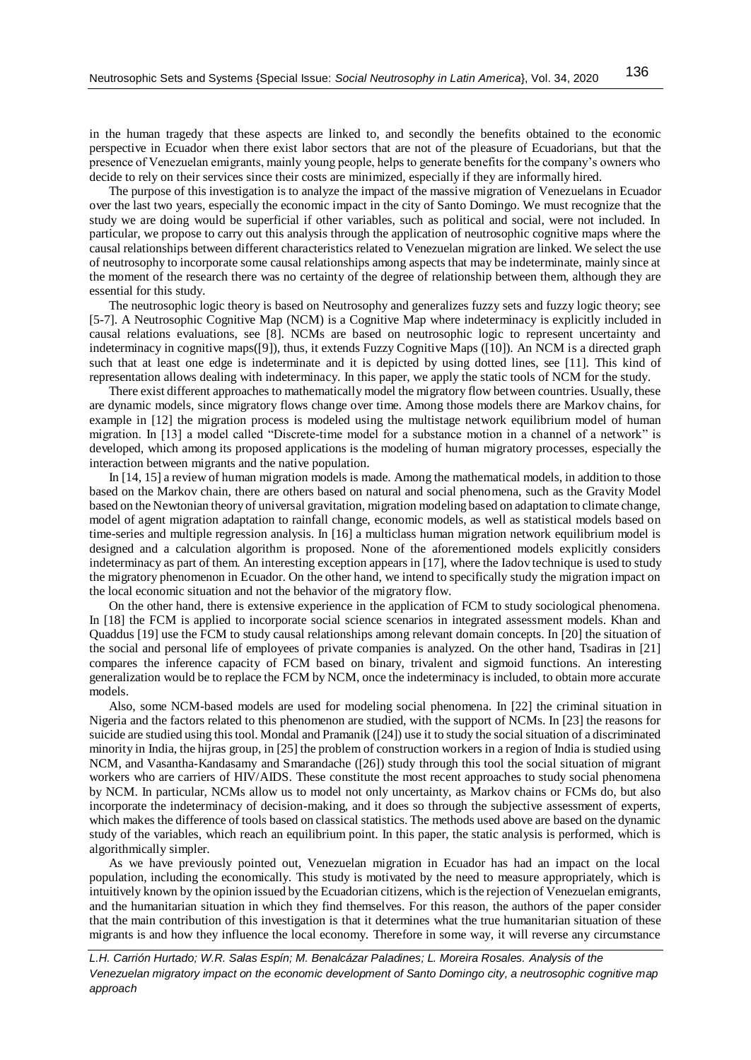in the human tragedy that these aspects are linked to, and secondly the benefits obtained to the economic perspective in Ecuador when there exist labor sectors that are not of the pleasure of Ecuadorians, but that the presence of Venezuelan emigrants, mainly young people, helps to generate benefits for the company's owners who decide to rely on their services since their costs are minimized, especially if they are informally hired.

The purpose of this investigation is to analyze the impact of the massive migration of Venezuelans in Ecuador over the last two years, especially the economic impact in the city of Santo Domingo. We must recognize that the study we are doing would be superficial if other variables, such as political and social, were not included. In particular, we propose to carry out this analysis through the application of neutrosophic cognitive maps where the causal relationships between different characteristics related to Venezuelan migration are linked. We select the use of neutrosophy to incorporate some causal relationships among aspects that may be indeterminate, mainly since at the moment of the research there was no certainty of the degree of relationship between them, although they are essential for this study.

The neutrosophic logic theory is based on Neutrosophy and generalizes fuzzy sets and fuzzy logic theory; see [5-7]. A Neutrosophic Cognitive Map (NCM) is a Cognitive Map where indeterminacy is explicitly included in causal relations evaluations, see [8]. NCMs are based on neutrosophic logic to represent uncertainty and indeterminacy in cognitive maps([9]), thus, it extends Fuzzy Cognitive Maps ([10]). An NCM is a directed graph such that at least one edge is indeterminate and it is depicted by using dotted lines, see [11]. This kind of representation allows dealing with indeterminacy. In this paper, we apply the static tools of NCM for the study.

There exist different approaches to mathematically model the migratory flow between countries. Usually, these are dynamic models, since migratory flows change over time. Among those models there are Markov chains, for example in [12] the migration process is modeled using the multistage network equilibrium model of human migration. In [13] a model called "Discrete-time model for a substance motion in a channel of a network" is developed, which among its proposed applications is the modeling of human migratory processes, especially the interaction between migrants and the native population.

In [14, 15] a review of human migration models is made. Among the mathematical models, in addition to those based on the Markov chain, there are others based on natural and social phenomena, such as the Gravity Model based on the Newtonian theory of universal gravitation, migration modeling based on adaptation to climate change, model of agent migration adaptation to rainfall change, economic models, as well as statistical models based on time-series and multiple regression analysis. In [16] a multiclass human migration network equilibrium model is designed and a calculation algorithm is proposed. None of the aforementioned models explicitly considers indeterminacy as part of them. An interesting exception appears in [17], where the Iadov technique is used to study the migratory phenomenon in Ecuador. On the other hand, we intend to specifically study the migration impact on the local economic situation and not the behavior of the migratory flow.

On the other hand, there is extensive experience in the application of FCM to study sociological phenomena. In [18] the FCM is applied to incorporate social science scenarios in integrated assessment models. Khan and Quaddus [19] use the FCM to study causal relationships among relevant domain concepts. In [20] the situation of the social and personal life of employees of private companies is analyzed. On the other hand, Tsadiras in [21] compares the inference capacity of FCM based on binary, trivalent and sigmoid functions. An interesting generalization would be to replace the FCM by NCM, once the indeterminacy is included, to obtain more accurate models.

Also, some NCM-based models are used for modeling social phenomena. In [22] the criminal situation in Nigeria and the factors related to this phenomenon are studied, with the support of NCMs. In [23] the reasons for suicide are studied using this tool. Mondal and Pramanik ([24]) use it to study the social situation of a discriminated minority in India, the hijras group, in [25] the problem of construction workers in a region of India is studied using NCM, and Vasantha-Kandasamy and Smarandache ([26]) study through this tool the social situation of migrant workers who are carriers of HIV/AIDS. These constitute the most recent approaches to study social phenomena by NCM. In particular, NCMs allow us to model not only uncertainty, as Markov chains or FCMs do, but also incorporate the indeterminacy of decision-making, and it does so through the subjective assessment of experts, which makes the difference of tools based on classical statistics. The methods used above are based on the dynamic study of the variables, which reach an equilibrium point. In this paper, the static analysis is performed, which is algorithmically simpler.

As we have previously pointed out, Venezuelan migration in Ecuador has had an impact on the local population, including the economically. This study is motivated by the need to measure appropriately, which is intuitively known by the opinion issued by the Ecuadorian citizens, which is the rejection of Venezuelan emigrants, and the humanitarian situation in which they find themselves. For this reason, the authors of the paper consider that the main contribution of this investigation is that it determines what the true humanitarian situation of these migrants is and how they influence the local economy. Therefore in some way, it will reverse any circumstance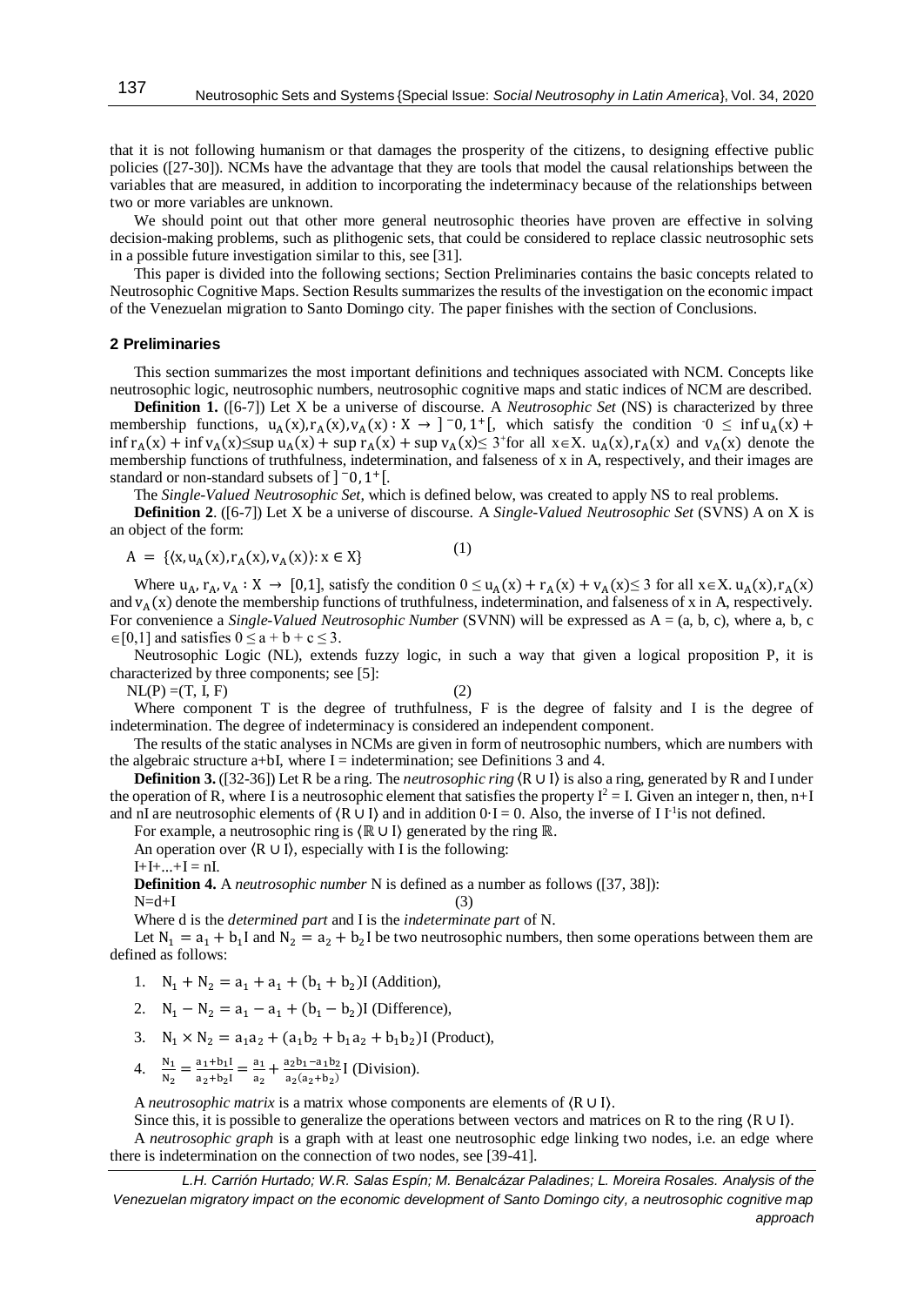that it is not following humanism or that damages the prosperity of the citizens, to designing effective public policies ([27-30]). NCMs have the advantage that they are tools that model the causal relationships between the variables that are measured, in addition to incorporating the indeterminacy because of the relationships between two or more variables are unknown.

We should point out that other more general neutrosophic theories have proven are effective in solving decision-making problems, such as plithogenic sets, that could be considered to replace classic neutrosophic sets in a possible future investigation similar to this, see [31].

This paper is divided into the following sections; Section Preliminaries contains the basic concepts related to Neutrosophic Cognitive Maps. Section Results summarizes the results of the investigation on the economic impact of the Venezuelan migration to Santo Domingo city. The paper finishes with the section of Conclusions.

## 2 Preliminaries

This section summarizes the most important definitions and techniques associated with NCM. Concepts like neutrosophic logic, neutrosophic numbers, neutrosophic cognitive maps and static indices of NCM are described.

**Definition 1.** ([6-7]) Let X be a universe of discourse. A *Neutrosophic Set* (NS) is characterized by three membership functions, $u_A(x), r_A(x), v_A(x) : X \rightarrow ]^-0, 1^+[$, which satisfy the condition $^-0 \leq \inf u_A(x) + \inf r_A(x) + \inf v_A(x) \leq \sup u_A(x) + \sup r_A(x) + \sup v_A(x) \leq 3^+$ for all $x \in X$. $u_A(x), r_A(x)$ and $v_A(x)$ denote the membership functions of truthfulness, indetermination, and falseness of x in A, respectively, and their images are standard or non-standard subsets of $]^-0, 1^+[$.

The *Single-Valued Neutrosophic Set*, which is defined below, was created to apply NS to real problems.

**Definition 2**. ([6-7]) Let X be a universe of discourse. A *Single-Valued Neutrosophic Set* (SVNS) A on X is an object of the form:

$$A = \{\langle x, u_A(x), r_A(x), v_A(x) \rangle : x \in X\} \quad (1)$$

Where $u_A, r_A, v_A : X \rightarrow [0,1]$, satisfy the condition $0 \leq u_A(x) + r_A(x) + v_A(x) \leq 3$ for all $x \in X$. $u_A(x), r_A(x)$ and $v_A(x)$ denote the membership functions of truthfulness, indetermination, and falseness of x in A, respectively. For convenience a *Single-Valued Neutrosophic Number* (SVNN) will be expressed as A = (a, b, c), where a, b, c $\in [0,1]$ and satisfies $0 \leq a + b + c \leq 3$.

Neutrosophic Logic (NL), extends fuzzy logic, in such a way that given a logical proposition P, it is characterized by three components; see [5]:

$$NL(P) = (T, I, F) \quad (2)$$

Where component T is the degree of truthfulness, F is the degree of falsity and I is the degree of indetermination. The degree of indeterminacy is considered an independent component.

The results of the static analyses in NCMs are given in form of neutrosophic numbers, which are numbers with the algebraic structure a+bI, where I = indetermination; see Definitions 3 and 4.

**Definition 3.** ([32-36]) Let R be a ring. The *neutrosophic ring* $\langle R \cup I \rangle$ is also a ring, generated by R and I under the operation of R, where I is a neutrosophic element that satisfies the property $I^2 = I$. Given an integer n, then, n+I and nI are neutrosophic elements of $\langle R \cup I \rangle$ and in addition $0 \cdot I = 0$. Also, the inverse of I $I^{-1}$ is not defined.

For example, a neutrosophic ring is $\langle \mathbb{R} \cup I \rangle$ generated by the ring $\mathbb{R}$.

An operation over $\langle R \cup I \rangle$, especially with I is the following:

$I + I + ... + I = nI$.

**Definition 4.** A *neutrosophic number* N is defined as a number as follows ([37, 38]):

$$N = d + I \quad (3)$$

Where d is the *determined part* and I is the *indeterminate part* of N.

Let $N_1 = a_1 + b_1 I$ and $N_2 = a_2 + b_2 I$ be two neutrosophic numbers, then some operations between them are defined as follows:

1. $N_1 + N_2 = a_1 + a_1 + (b_1 + b_2)I$ (Addition),
2. $N_1 - N_2 = a_1 - a_1 + (b_1 - b_2)I$ (Difference),
3. $N_1 \times N_2 = a_1 a_2 + (a_1 b_2 + b_1 a_2 + b_1 b_2)I$ (Product),
4. $\frac{N_1}{N_2} = \frac{a_1 + b_1 I}{a_2 + b_2 I} = \frac{a_1}{a_2} + \frac{a_2 b_1 - a_1 b_2}{a_2(a_2 + b_2)} I$ (Division).

A *neutrosophic matrix* is a matrix whose components are elements of $\langle R \cup I \rangle$.

Since this, it is possible to generalize the operations between vectors and matrices on R to the ring $\langle R \cup I \rangle$.

A *neutrosophic graph* is a graph with at least one neutrosophic edge linking two nodes, i.e. an edge where there is indetermination on the connection of two nodes, see [39-41].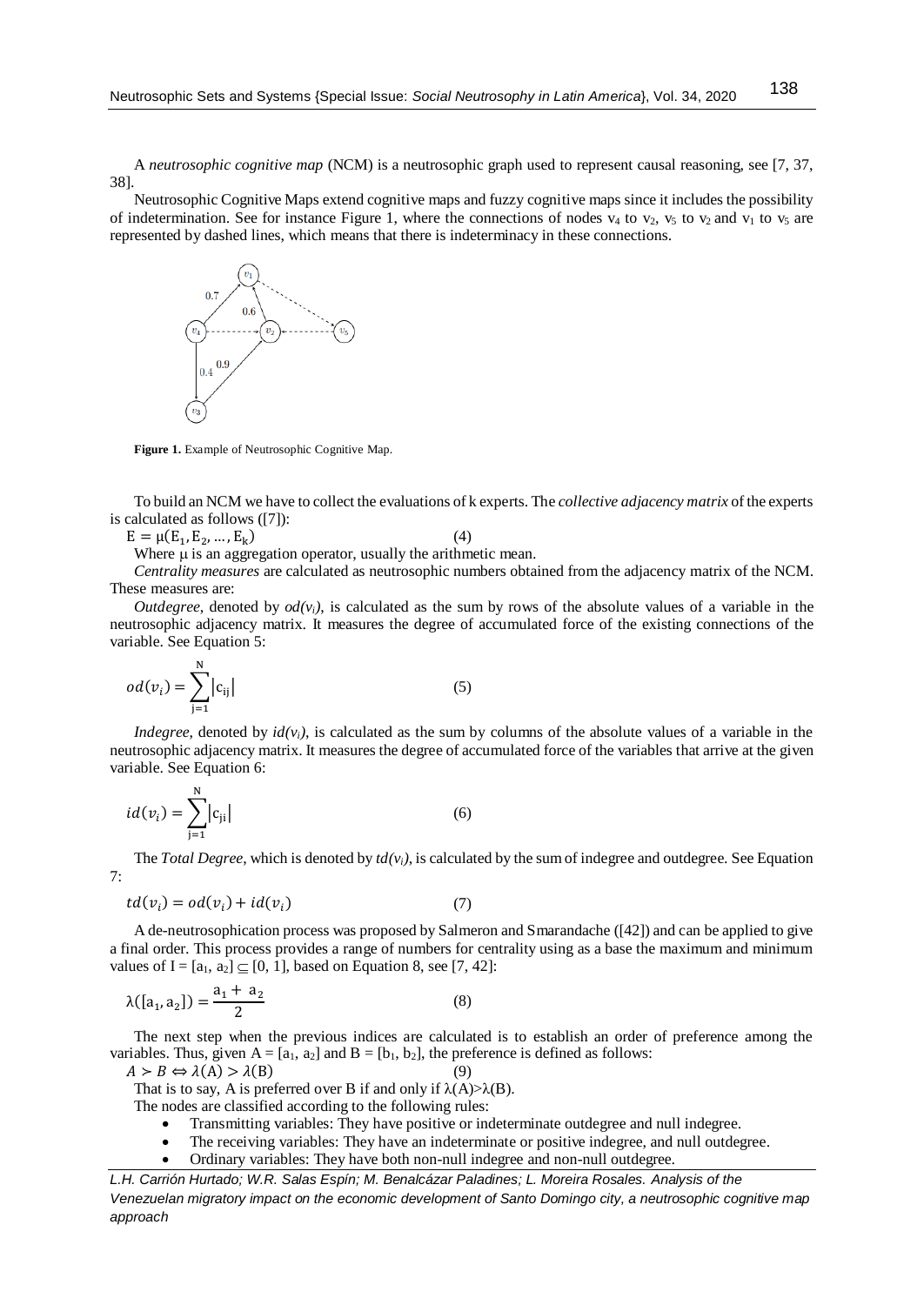A *neutrosophic cognitive map* (NCM) is a neutrosophic graph used to represent causal reasoning, see [7, 37, 38].

Neutrosophic Cognitive Maps extend cognitive maps and fuzzy cognitive maps since it includes the possibility of indetermination. See for instance Figure 1, where the connections of nodes $v_4$ to $v_2$, $v_5$ to $v_2$ and $v_1$ to $v_5$ are represented by dashed lines, which means that there is indeterminacy in these connections.

**Figure 1.** Example of Neutrosophic Cognitive Map.

To build an NCM we have to collect the evaluations of k experts. The *collective adjacency matrix* of the experts is calculated as follows ([7]):

$$E = \mu(E_1, E_2, \ldots, E_k) \tag{4}$$

Where μ is an aggregation operator, usually the arithmetic mean.

*Centrality measures* are calculated as neutrosophic numbers obtained from the adjacency matrix of the NCM. These measures are:

*Outdegree*, denoted by $od(v_i)$, is calculated as the sum by rows of the absolute values of a variable in the neutrosophic adjacency matrix. It measures the degree of accumulated force of the existing connections of the variable. See Equation 5:

$$od(v_i) = \sum_{j=1}^{N} |c_{ij}| \tag{5}$$

*Indegree*, denoted by $id(v_i)$, is calculated as the sum by columns of the absolute values of a variable in the neutrosophic adjacency matrix. It measures the degree of accumulated force of the variables that arrive at the given variable. See Equation 6:

$$id(v_i) = \sum_{j=1}^{N} |c_{ji}| \tag{6}$$

The *Total Degree*, which is denoted by $td(v_i)$, is calculated by the sum of indegree and outdegree. See Equation 7:

$$td(v_i) = od(v_i) + id(v_i) \tag{7}$$

A de-neutrosophication process was proposed by Salmeron and Smarandache ([42]) and can be applied to give a final order. This process provides a range of numbers for centrality using as a base the maximum and minimum values of $I = [a_1, a_2] \subseteq [0, 1]$, based on Equation 8, see [7, 42]:

$$\lambda([a_1, a_2]) = \frac{a_1 + a_2}{2} \tag{8}$$

The next step when the previous indices are calculated is to establish an order of preference among the variables. Thus, given $A = [a_1, a_2]$ and $B = [b_1, b_2]$, the preference is defined as follows:

$$A \succ B \Leftrightarrow \lambda(A) > \lambda(B) \tag{9}$$

That is to say, A is preferred over B if and only if $\lambda(A) > \lambda(B)$.

The nodes are classified according to the following rules:

- Transmitting variables: They have positive or indeterminate outdegree and null indegree.
- The receiving variables: They have an indeterminate or positive indegree, and null outdegree.
- Ordinary variables: They have both non-null indegree and non-null outdegree.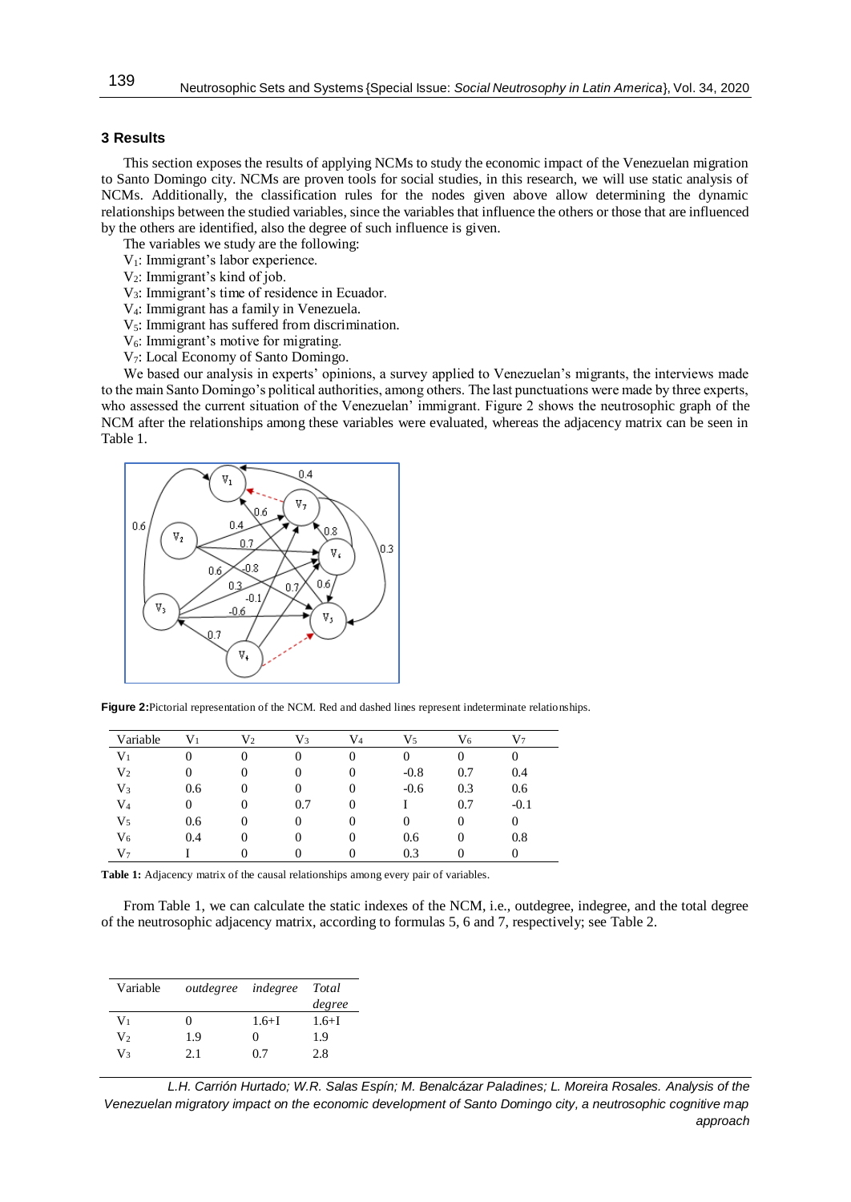## 3 Results

This section exposes the results of applying NCMs to study the economic impact of the Venezuelan migration to Santo Domingo city. NCMs are proven tools for social studies, in this research, we will use static analysis of NCMs. Additionally, the classification rules for the nodes given above allow determining the dynamic relationships between the studied variables, since the variables that influence the others or those that are influenced by the others are identified, also the degree of such influence is given.

The variables we study are the following:

$V_1$: Immigrant's labor experience.
$V_2$: Immigrant's kind of job.
$V_3$: Immigrant's time of residence in Ecuador.
$V_4$: Immigrant has a family in Venezuela.
$V_5$: Immigrant has suffered from discrimination.
$V_6$: Immigrant's motive for migrating.
$V_7$: Local Economy of Santo Domingo.

We based our analysis in experts' opinions, a survey applied to Venezuelan's migrants, the interviews made to the main Santo Domingo's political authorities, among others. The last punctuations were made by three experts, who assessed the current situation of the Venezuelan' immigrant. Figure 2 shows the neutrosophic graph of the NCM after the relationships among these variables were evaluated, whereas the adjacency matrix can be seen in Table 1.

**Figure 2:** Pictorial representation of the NCM. Red and dashed lines represent indeterminate relationships.

| Variable | $V_1$ | $V_2$ | $V_3$ | $V_4$ | $V_5$ | $V_6$ | $V_7$ |
|---|---|---|---|---|---|---|---|
| $V_1$ | 0 | 0 | 0 | 0 | 0 | 0 | 0 |
| $V_2$ | 0 | 0 | 0 | 0 | -0.8 | 0.7 | 0.4 |
| $V_3$ | 0.6 | 0 | 0 | 0 | -0.6 | 0.3 | 0.6 |
| $V_4$ | 0 | 0 | 0.7 | 0 | I | 0.7 | -0.1 |
| $V_5$ | 0.6 | 0 | 0 | 0 | 0 | 0 | 0 |
| $V_6$ | 0.4 | 0 | 0 | 0 | 0.6 | 0 | 0.8 |
| $V_7$ | I | 0 | 0 | 0 | 0.3 | 0 | 0 |

**Table 1:** Adjacency matrix of the causal relationships among every pair of variables.

From Table 1, we can calculate the static indexes of the NCM, i.e., outdegree, indegree, and the total degree of the neutrosophic adjacency matrix, according to formulas 5, 6 and 7, respectively; see Table 2.

| Variable | *outdegree* | *indegree* | *Total degree* |
|---|---|---|---|
| $V_1$ | 0 | 1.6+I | 1.6+I |
| $V_2$ | 1.9 | 0 | 1.9 |
| $V_3$ | 2.1 | 0.7 | 2.8 |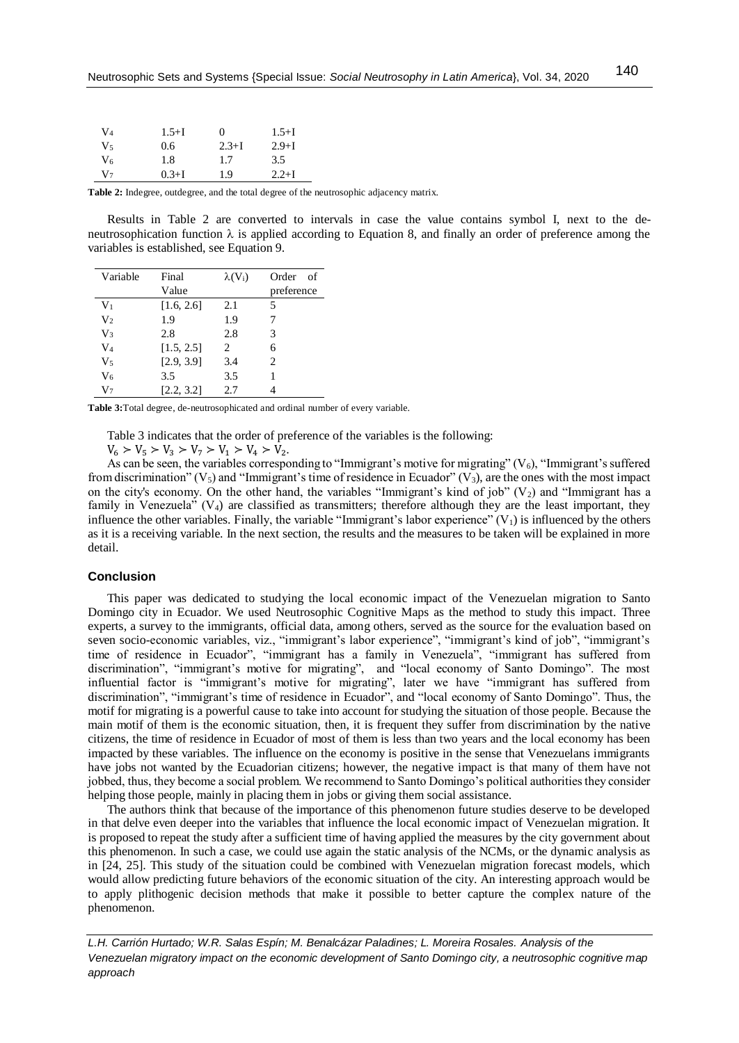| | | | |
|---|---|---|---|
| $V_4$ | 1.5+I | 0 | 1.5+I |
| $V_5$ | 0.6 | 2.3+I | 2.9+I |
| $V_6$ | 1.8 | 1.7 | 3.5 |
| $V_7$ | 0.3+I | 1.9 | 2.2+I |

**Table 2:** Indegree, outdegree, and the total degree of the neutrosophic adjacency matrix.

Results in Table 2 are converted to intervals in case the value contains symbol I, next to the de-neutrosophication function $\lambda$ is applied according to Equation 8, and finally an order of preference among the variables is established, see Equation 9.

| Variable | Final Value | $\lambda(V_i)$ | Order of preference |
|---|---|---|---|
| $V_1$ | [1.6, 2.6] | 2.1 | 5 |
| $V_2$ | 1.9 | 1.9 | 7 |
| $V_3$ | 2.8 | 2.8 | 3 |
| $V_4$ | [1.5, 2.5] | 2 | 6 |
| $V_5$ | [2.9, 3.9] | 3.4 | 2 |
| $V_6$ | 3.5 | 3.5 | 1 |
| $V_7$ | [2.2, 3.2] | 2.7 | 4 |

**Table 3:** Total degree, de-neutrosophicated and ordinal number of every variable.

Table 3 indicates that the order of preference of the variables is the following:

$V_6 \succ V_5 \succ V_3 \succ V_7 \succ V_1 \succ V_4 \succ V_2$.

As can be seen, the variables corresponding to "Immigrant's motive for migrating" ($V_6$), "Immigrant's suffered from discrimination" ($V_5$) and "Immigrant's time of residence in Ecuador" ($V_3$), are the ones with the most impact on the city's economy. On the other hand, the variables "Immigrant's kind of job" ($V_2$) and "Immigrant has a family in Venezuela" ($V_4$) are classified as transmitters; therefore although they are the least important, they influence the other variables. Finally, the variable "Immigrant's labor experience" ($V_1$) is influenced by the others as it is a receiving variable. In the next section, the results and the measures to be taken will be explained in more detail.

## Conclusion

This paper was dedicated to studying the local economic impact of the Venezuelan migration to Santo Domingo city in Ecuador. We used Neutrosophic Cognitive Maps as the method to study this impact. Three experts, a survey to the immigrants, official data, among others, served as the source for the evaluation based on seven socio-economic variables, viz., "immigrant's labor experience", "immigrant's kind of job", "immigrant's time of residence in Ecuador", "immigrant has a family in Venezuela", "immigrant has suffered from discrimination", "immigrant's motive for migrating", and "local economy of Santo Domingo". The most influential factor is "immigrant's motive for migrating", later we have "immigrant has suffered from discrimination", "immigrant's time of residence in Ecuador", and "local economy of Santo Domingo". Thus, the motif for migrating is a powerful cause to take into account for studying the situation of those people. Because the main motif of them is the economic situation, then, it is frequent they suffer from discrimination by the native citizens, the time of residence in Ecuador of most of them is less than two years and the local economy has been impacted by these variables. The influence on the economy is positive in the sense that Venezuelans immigrants have jobs not wanted by the Ecuadorian citizens; however, the negative impact is that many of them have not jobbed, thus, they become a social problem. We recommend to Santo Domingo's political authorities they consider helping those people, mainly in placing them in jobs or giving them social assistance.

The authors think that because of the importance of this phenomenon future studies deserve to be developed in that delve even deeper into the variables that influence the local economic impact of Venezuelan migration. It is proposed to repeat the study after a sufficient time of having applied the measures by the city government about this phenomenon. In such a case, we could use again the static analysis of the NCMs, or the dynamic analysis as in [24, 25]. This study of the situation could be combined with Venezuelan migration forecast models, which would allow predicting future behaviors of the economic situation of the city. An interesting approach would be to apply plithogenic decision methods that make it possible to better capture the complex nature of the phenomenon.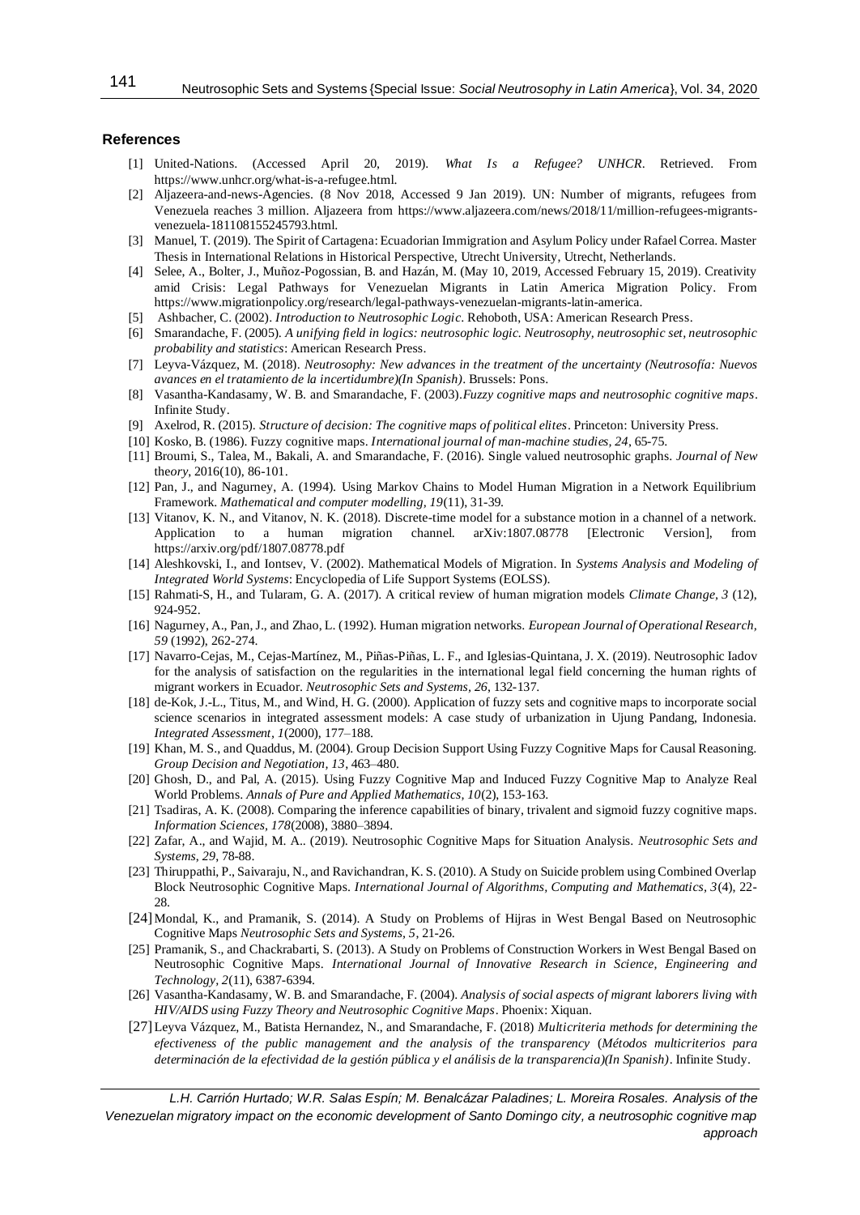## References

[1] United-Nations. (Accessed April 20, 2019). *What Is a Refugee? UNHCR*. Retrieved. From https://www.unhcr.org/what-is-a-refugee.html.

[2] Aljazeera-and-news-Agencies. (8 Nov 2018, Accessed 9 Jan 2019). UN: Number of migrants, refugees from Venezuela reaches 3 million. Aljazeera from https://www.aljazeera.com/news/2018/11/million-refugees-migrants-venezuela-181108155245793.html.

[3] Manuel, T. (2019). The Spirit of Cartagena: Ecuadorian Immigration and Asylum Policy under Rafael Correa. Master Thesis in International Relations in Historical Perspective, Utrecht University, Utrecht, Netherlands.

[4] Selee, A., Bolter, J., Muñoz-Pogossian, B. and Hazán, M. (May 10, 2019, Accessed February 15, 2019). Creativity amid Crisis: Legal Pathways for Venezuelan Migrants in Latin America Migration Policy. From https://www.migrationpolicy.org/research/legal-pathways-venezuelan-migrants-latin-america.

[5] Ashbacher, C. (2002). *Introduction to Neutrosophic Logic*. Rehoboth, USA: American Research Press.

[6] Smarandache, F. (2005). *A unifying field in logics: neutrosophic logic. Neutrosophy, neutrosophic set, neutrosophic probability and statistics*: American Research Press.

[7] Leyva-Vázquez, M. (2018). *Neutrosophy: New advances in the treatment of the uncertainty (Neutrosofía: Nuevos avances en el tratamiento de la incertidumbre)(In Spanish)*. Brussels: Pons.

[8] Vasantha-Kandasamy, W. B. and Smarandache, F. (2003).*Fuzzy cognitive maps and neutrosophic cognitive maps*. Infinite Study.

[9] Axelrod, R. (2015). *Structure of decision: The cognitive maps of political elites*. Princeton: University Press.

[10] Kosko, B. (1986). Fuzzy cognitive maps. *International journal of man-machine studies, 24*, 65-75.

[11] Broumi, S., Talea, M., Bakali, A. and Smarandache, F. (2016). Single valued neutrosophic graphs. *Journal of New theory*, 2016(10), 86-101.

[12] Pan, J., and Nagurney, A. (1994). Using Markov Chains to Model Human Migration in a Network Equilibrium Framework. *Mathematical and computer modelling, 19*(11), 31-39.

[13] Vitanov, K. N., and Vitanov, N. K. (2018). Discrete-time model for a substance motion in a channel of a network. Application to a human migration channel. arXiv:1807.08778 [Electronic Version], from https://arxiv.org/pdf/1807.08778.pdf

[14] Aleshkovski, I., and Iontsev, V. (2002). Mathematical Models of Migration. In *Systems Analysis and Modeling of Integrated World Systems*: Encyclopedia of Life Support Systems (EOLSS).

[15] Rahmati-S, H., and Tularam, G. A. (2017). A critical review of human migration models *Climate Change, 3* (12), 924-952.

[16] Nagurney, A., Pan, J., and Zhao, L. (1992). Human migration networks. *European Journal of Operational Research, 59* (1992), 262-274.

[17] Navarro-Cejas, M., Cejas-Martínez, M., Piñas-Piñas, L. F., and Iglesias-Quintana, J. X. (2019). Neutrosophic Iadov for the analysis of satisfaction on the regularities in the international legal field concerning the human rights of migrant workers in Ecuador. *Neutrosophic Sets and Systems, 26*, 132-137.

[18] de-Kok, J.-L., Titus, M., and Wind, H. G. (2000). Application of fuzzy sets and cognitive maps to incorporate social science scenarios in integrated assessment models: A case study of urbanization in Ujung Pandang, Indonesia. *Integrated Assessment, 1*(2000), 177–188.

[19] Khan, M. S., and Quaddus, M. (2004). Group Decision Support Using Fuzzy Cognitive Maps for Causal Reasoning. *Group Decision and Negotiation, 13*, 463–480.

[20] Ghosh, D., and Pal, A. (2015). Using Fuzzy Cognitive Map and Induced Fuzzy Cognitive Map to Analyze Real World Problems. *Annals of Pure and Applied Mathematics, 10*(2), 153-163.

[21] Tsadiras, A. K. (2008). Comparing the inference capabilities of binary, trivalent and sigmoid fuzzy cognitive maps. *Information Sciences, 178*(2008), 3880–3894.

[22] Zafar, A., and Wajid, M. A.. (2019). Neutrosophic Cognitive Maps for Situation Analysis. *Neutrosophic Sets and Systems, 29*, 78-88.

[23] Thiruppathi, P., Saivaraju, N., and Ravichandran, K. S. (2010). A Study on Suicide problem using Combined Overlap Block Neutrosophic Cognitive Maps. *International Journal of Algorithms, Computing and Mathematics, 3*(4), 22-28.

[24] Mondal, K., and Pramanik, S. (2014). A Study on Problems of Hijras in West Bengal Based on Neutrosophic Cognitive Maps *Neutrosophic Sets and Systems, 5*, 21-26.

[25] Pramanik, S., and Chackrabarti, S. (2013). A Study on Problems of Construction Workers in West Bengal Based on Neutrosophic Cognitive Maps. *International Journal of Innovative Research in Science, Engineering and Technology, 2*(11), 6387-6394.

[26] Vasantha-Kandasamy, W. B. and Smarandache, F. (2004). *Analysis of social aspects of migrant laborers living with HIV/AIDS using Fuzzy Theory and Neutrosophic Cognitive Maps*. Phoenix: Xiquan.

[27] Leyva Vázquez, M., Batista Hernandez, N., and Smarandache, F. (2018) *Multicriteria methods for determining the efectiveness of the public management and the analysis of the transparency* (*Métodos multicriterios para determinación de la efectividad de la gestión pública y el análisis de la transparencia)(In Spanish)*. Infinite Study.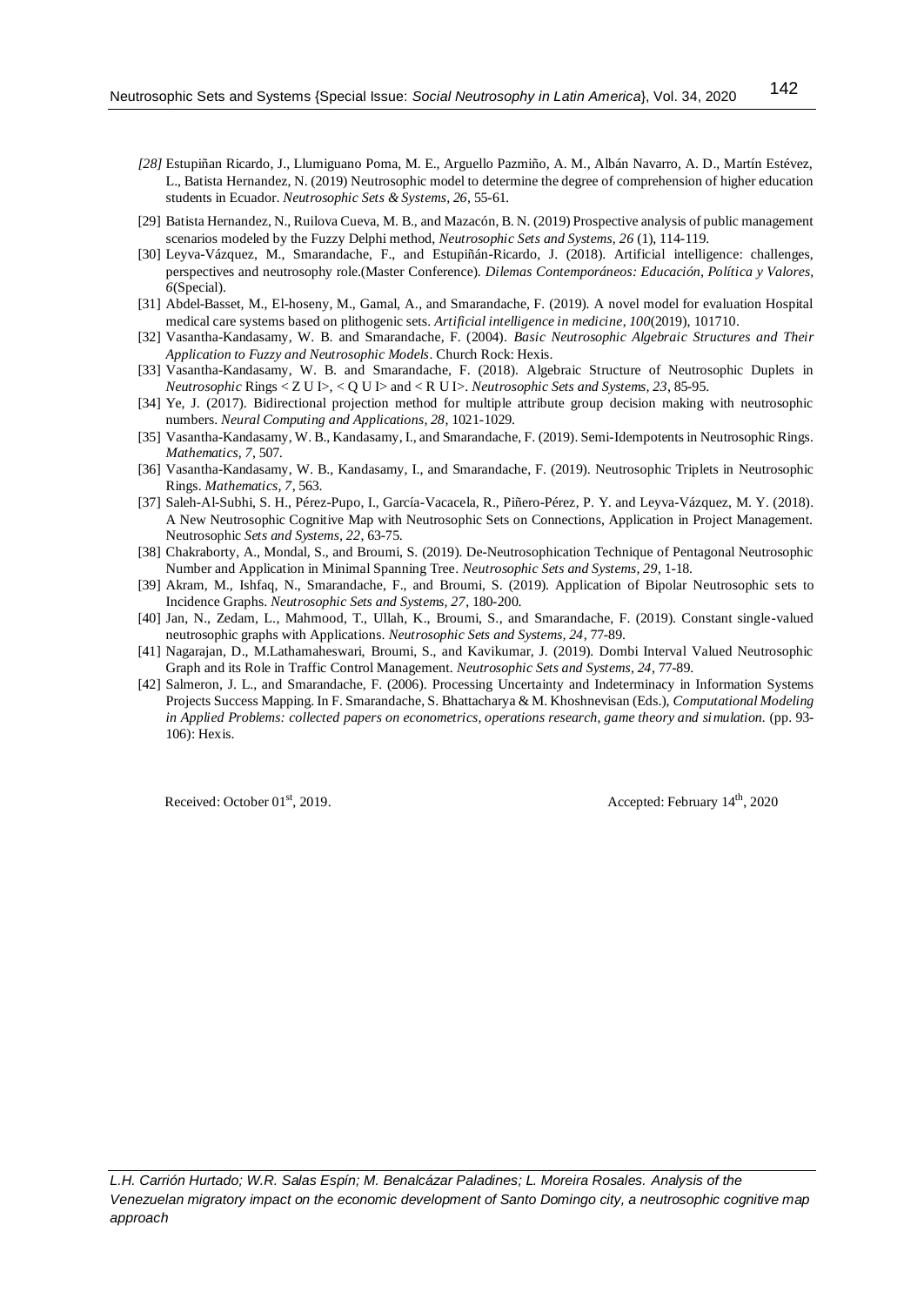*[28]* Estupiñan Ricardo, J., Llumiguano Poma, M. E., Arguello Pazmiño, A. M., Albán Navarro, A. D., Martín Estévez, L., Batista Hernandez, N. (2019) Neutrosophic model to determine the degree of comprehension of higher education students in Ecuador. *Neutrosophic Sets & Systems, 26,* 55-61.

[29] Batista Hernandez, N., Ruilova Cueva, M. B., and Mazacón, B. N. (2019) Prospective analysis of public management scenarios modeled by the Fuzzy Delphi method, *Neutrosophic Sets and Systems, 26* (1), 114-119.

[30] Leyva-Vázquez, M., Smarandache, F., and Estupiñán-Ricardo, J. (2018). Artificial intelligence: challenges, perspectives and neutrosophy role.(Master Conference). *Dilemas Contemporáneos: Educación, Política y Valores, 6*(Special).

[31] Abdel-Basset, M., El-hoseny, M., Gamal, A., and Smarandache, F. (2019). A novel model for evaluation Hospital medical care systems based on plithogenic sets. *Artificial intelligence in medicine, 100*(2019), 101710.

[32] Vasantha-Kandasamy, W. B. and Smarandache, F. (2004). *Basic Neutrosophic Algebraic Structures and Their Application to Fuzzy and Neutrosophic Models*. Church Rock: Hexis.

[33] Vasantha-Kandasamy, W. B. and Smarandache, F. (2018). Algebraic Structure of Neutrosophic Duplets in *Neutrosophic* Rings < Z U I>, < Q U I> and < R U I>. *Neutrosophic Sets and Systems, 23*, 85-95.

[34] Ye, J. (2017). Bidirectional projection method for multiple attribute group decision making with neutrosophic numbers. *Neural Computing and Applications, 28*, 1021-1029.

[35] Vasantha-Kandasamy, W. B., Kandasamy, I., and Smarandache, F. (2019). Semi-Idempotents in Neutrosophic Rings. *Mathematics, 7*, 507.

[36] Vasantha-Kandasamy, W. B., Kandasamy, I., and Smarandache, F. (2019). Neutrosophic Triplets in Neutrosophic Rings. *Mathematics, 7*, 563.

[37] Saleh-Al-Subhi, S. H., Pérez-Pupo, I., García-Vacacela, R., Piñero-Pérez, P. Y. and Leyva-Vázquez, M. Y. (2018). A New Neutrosophic Cognitive Map with Neutrosophic Sets on Connections, Application in Project Management. Neutrosophic *Sets and Systems, 22*, 63-75.

[38] Chakraborty, A., Mondal, S., and Broumi, S. (2019). De-Neutrosophication Technique of Pentagonal Neutrosophic Number and Application in Minimal Spanning Tree. *Neutrosophic Sets and Systems, 29*, 1-18.

[39] Akram, M., Ishfaq, N., Smarandache, F., and Broumi, S. (2019). Application of Bipolar Neutrosophic sets to Incidence Graphs. *Neutrosophic Sets and Systems, 27*, 180-200.

[40] Jan, N., Zedam, L., Mahmood, T., Ullah, K., Broumi, S., and Smarandache, F. (2019). Constant single-valued neutrosophic graphs with Applications. *Neutrosophic Sets and Systems, 24*, 77-89.

[41] Nagarajan, D., M.Lathamaheswari, Broumi, S., and Kavikumar, J. (2019). Dombi Interval Valued Neutrosophic Graph and its Role in Traffic Control Management. *Neutrosophic Sets and Systems, 24*, 77-89.

[42] Salmeron, J. L., and Smarandache, F. (2006). Processing Uncertainty and Indeterminacy in Information Systems Projects Success Mapping. In F. Smarandache, S. Bhattacharya & M. Khoshnevisan (Eds.), *Computational Modeling in Applied Problems: collected papers on econometrics, operations research, game theory and simulation.* (pp. 93-106): Hexis.

Received: October 01st, 2019. Accepted: February 14th, 2020